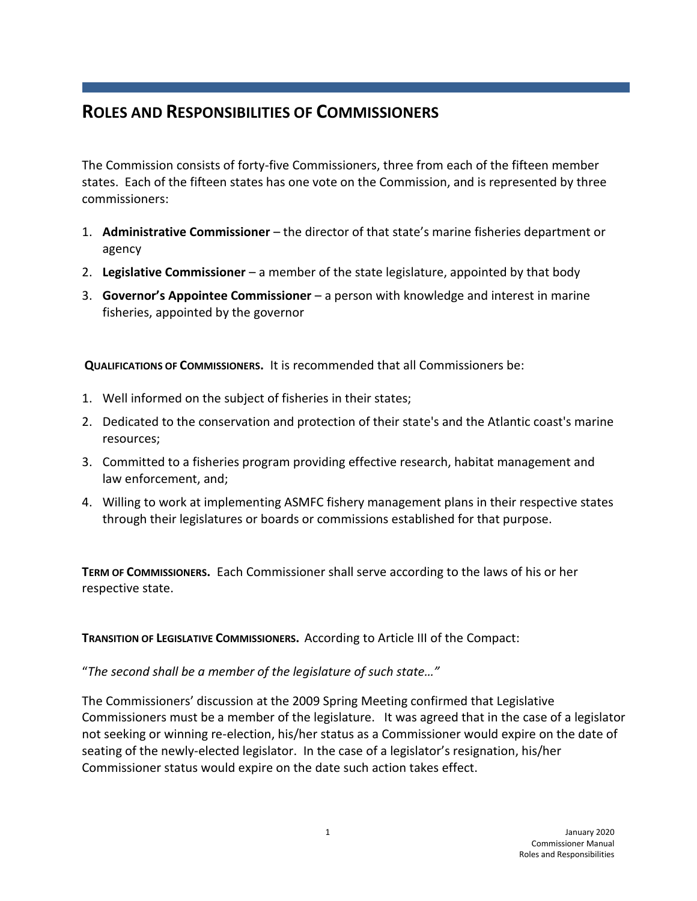# ROLES AND RESPONSIBILITIES OF COMMISSIONERS

The Commission consists of forty-five Commissioners, three from each of the fifteen member states. Each of the fifteen states has one vote on the Commission, and is represented by three commissioners:

1. **Administrative Commissioner** – the director of that state's marine fisheries department or agency
2. **Legislative Commissioner** – a member of the state legislature, appointed by that body
3. **Governor's Appointee Commissioner** – a person with knowledge and interest in marine fisheries, appointed by the governor

**QUALIFICATIONS OF COMMISSIONERS.** It is recommended that all Commissioners be:

1. Well informed on the subject of fisheries in their states;
2. Dedicated to the conservation and protection of their state's and the Atlantic coast's marine resources;
3. Committed to a fisheries program providing effective research, habitat management and law enforcement, and;
4. Willing to work at implementing ASMFC fishery management plans in their respective states through their legislatures or boards or commissions established for that purpose.

**TERM OF COMMISSIONERS.** Each Commissioner shall serve according to the laws of his or her respective state.

**TRANSITION OF LEGISLATIVE COMMISSIONERS.** According to Article III of the Compact:

"*The second shall be a member of the legislature of such state…"*

The Commissioners' discussion at the 2009 Spring Meeting confirmed that Legislative Commissioners must be a member of the legislature. It was agreed that in the case of a legislator not seeking or winning re-election, his/her status as a Commissioner would expire on the date of seating of the newly-elected legislator. In the case of a legislator's resignation, his/her Commissioner status would expire on the date such action takes effect.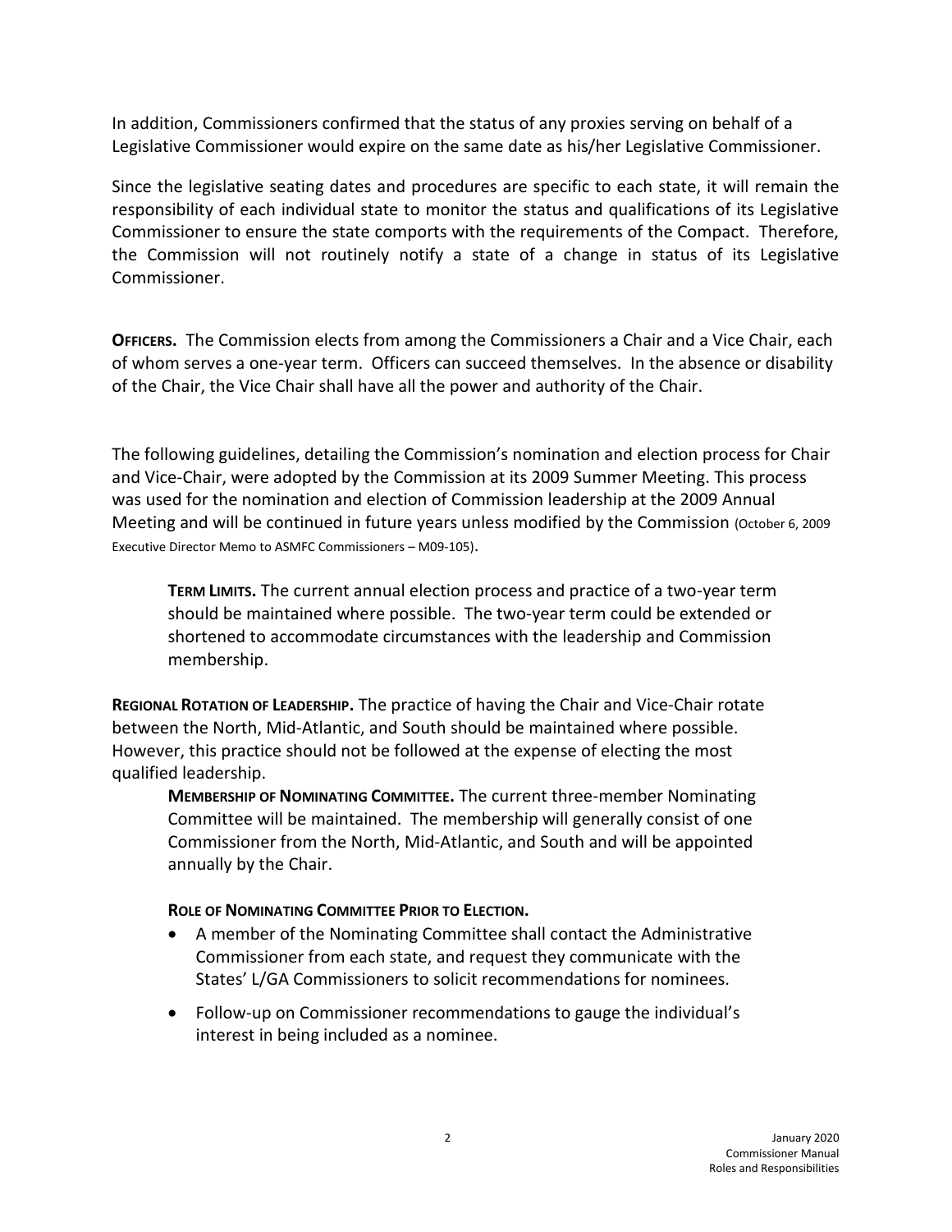In addition, Commissioners confirmed that the status of any proxies serving on behalf of a Legislative Commissioner would expire on the same date as his/her Legislative Commissioner.

Since the legislative seating dates and procedures are specific to each state, it will remain the responsibility of each individual state to monitor the status and qualifications of its Legislative Commissioner to ensure the state comports with the requirements of the Compact. Therefore, the Commission will not routinely notify a state of a change in status of its Legislative Commissioner.

**OFFICERS.** The Commission elects from among the Commissioners a Chair and a Vice Chair, each of whom serves a one-year term. Officers can succeed themselves. In the absence or disability of the Chair, the Vice Chair shall have all the power and authority of the Chair.

The following guidelines, detailing the Commission's nomination and election process for Chair and Vice-Chair, were adopted by the Commission at its 2009 Summer Meeting. This process was used for the nomination and election of Commission leadership at the 2009 Annual Meeting and will be continued in future years unless modified by the Commission (October 6, 2009 Executive Director Memo to ASMFC Commissioners – M09-105).

> **TERM LIMITS.** The current annual election process and practice of a two-year term should be maintained where possible. The two-year term could be extended or shortened to accommodate circumstances with the leadership and Commission membership.

**REGIONAL ROTATION OF LEADERSHIP.** The practice of having the Chair and Vice-Chair rotate between the North, Mid-Atlantic, and South should be maintained where possible. However, this practice should not be followed at the expense of electing the most qualified leadership.

> **MEMBERSHIP OF NOMINATING COMMITTEE.** The current three-member Nominating Committee will be maintained. The membership will generally consist of one Commissioner from the North, Mid-Atlantic, and South and will be appointed annually by the Chair.
>
> **ROLE OF NOMINATING COMMITTEE PRIOR TO ELECTION.**
>
> - A member of the Nominating Committee shall contact the Administrative Commissioner from each state, and request they communicate with the States' L/GA Commissioners to solicit recommendations for nominees.
> - Follow-up on Commissioner recommendations to gauge the individual's interest in being included as a nominee.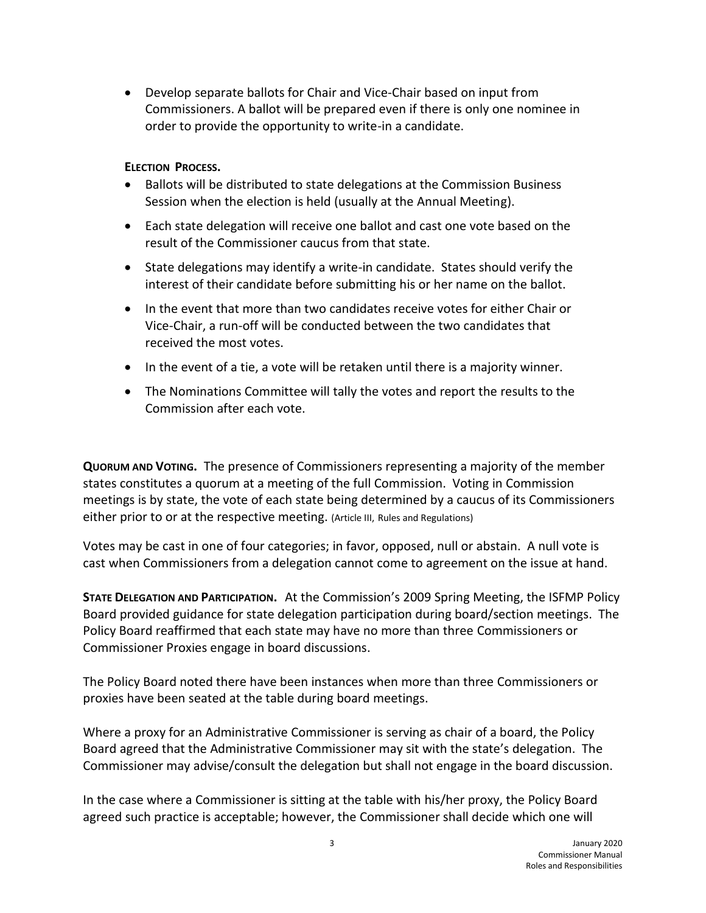- Develop separate ballots for Chair and Vice-Chair based on input from Commissioners. A ballot will be prepared even if there is only one nominee in order to provide the opportunity to write-in a candidate.

**Election Process.**

- Ballots will be distributed to state delegations at the Commission Business Session when the election is held (usually at the Annual Meeting).
- Each state delegation will receive one ballot and cast one vote based on the result of the Commissioner caucus from that state.
- State delegations may identify a write-in candidate. States should verify the interest of their candidate before submitting his or her name on the ballot.
- In the event that more than two candidates receive votes for either Chair or Vice-Chair, a run-off will be conducted between the two candidates that received the most votes.
- In the event of a tie, a vote will be retaken until there is a majority winner.
- The Nominations Committee will tally the votes and report the results to the Commission after each vote.

**Quorum and Voting.** The presence of Commissioners representing a majority of the member states constitutes a quorum at a meeting of the full Commission. Voting in Commission meetings is by state, the vote of each state being determined by a caucus of its Commissioners either prior to or at the respective meeting. (Article III, Rules and Regulations)

Votes may be cast in one of four categories; in favor, opposed, null or abstain. A null vote is cast when Commissioners from a delegation cannot come to agreement on the issue at hand.

**State Delegation and Participation.** At the Commission's 2009 Spring Meeting, the ISFMP Policy Board provided guidance for state delegation participation during board/section meetings. The Policy Board reaffirmed that each state may have no more than three Commissioners or Commissioner Proxies engage in board discussions.

The Policy Board noted there have been instances when more than three Commissioners or proxies have been seated at the table during board meetings.

Where a proxy for an Administrative Commissioner is serving as chair of a board, the Policy Board agreed that the Administrative Commissioner may sit with the state's delegation. The Commissioner may advise/consult the delegation but shall not engage in the board discussion.

In the case where a Commissioner is sitting at the table with his/her proxy, the Policy Board agreed such practice is acceptable; however, the Commissioner shall decide which one will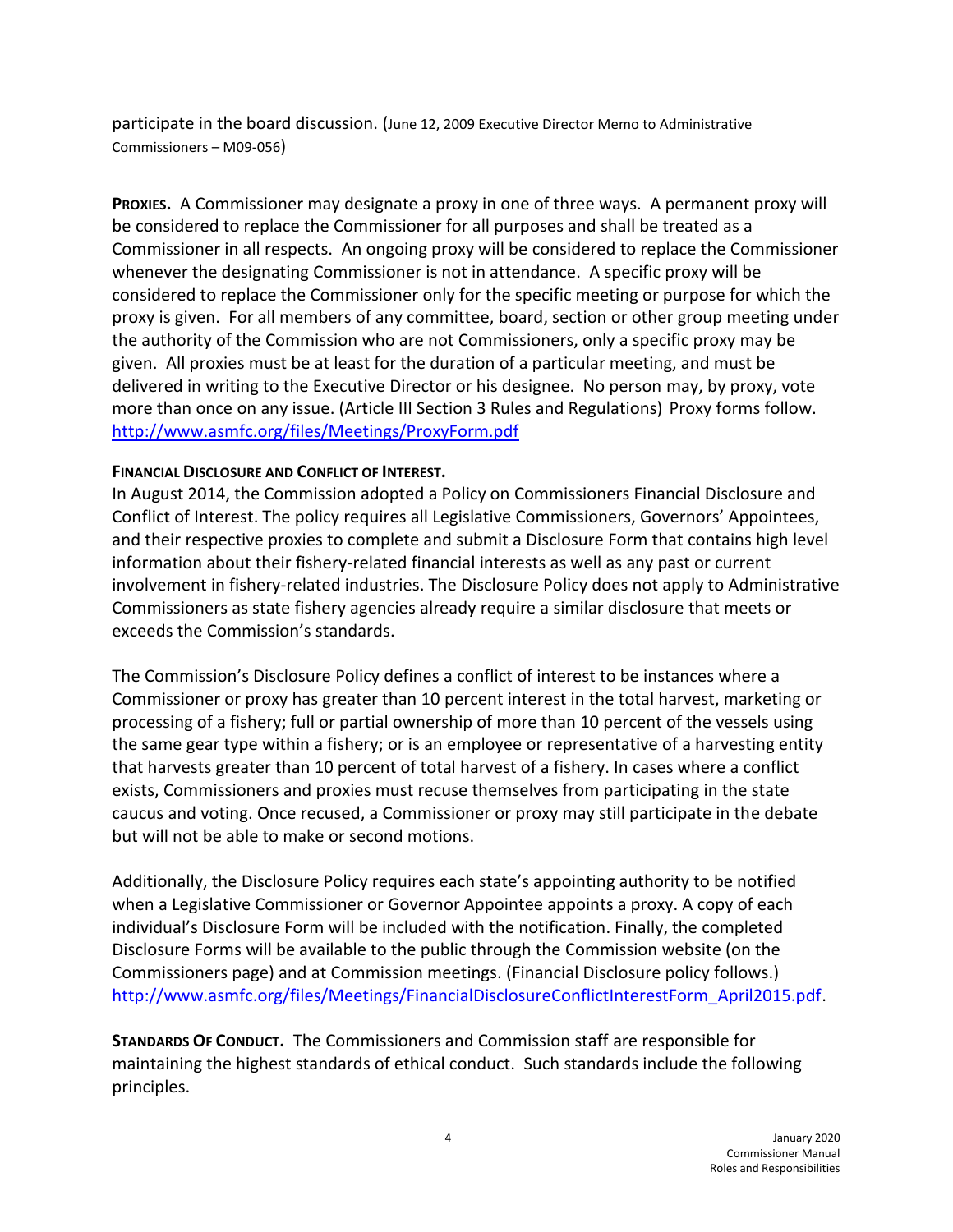participate in the board discussion. (June 12, 2009 Executive Director Memo to Administrative Commissioners – M09-056)

**PROXIES.** A Commissioner may designate a proxy in one of three ways. A permanent proxy will be considered to replace the Commissioner for all purposes and shall be treated as a Commissioner in all respects. An ongoing proxy will be considered to replace the Commissioner whenever the designating Commissioner is not in attendance. A specific proxy will be considered to replace the Commissioner only for the specific meeting or purpose for which the proxy is given. For all members of any committee, board, section or other group meeting under the authority of the Commission who are not Commissioners, only a specific proxy may be given. All proxies must be at least for the duration of a particular meeting, and must be delivered in writing to the Executive Director or his designee. No person may, by proxy, vote more than once on any issue. (Article III Section 3 Rules and Regulations) Proxy forms follow. http://www.asmfc.org/files/Meetings/ProxyForm.pdf

**FINANCIAL DISCLOSURE AND CONFLICT OF INTEREST.**

In August 2014, the Commission adopted a Policy on Commissioners Financial Disclosure and Conflict of Interest. The policy requires all Legislative Commissioners, Governors' Appointees, and their respective proxies to complete and submit a Disclosure Form that contains high level information about their fishery-related financial interests as well as any past or current involvement in fishery-related industries. The Disclosure Policy does not apply to Administrative Commissioners as state fishery agencies already require a similar disclosure that meets or exceeds the Commission's standards.

The Commission's Disclosure Policy defines a conflict of interest to be instances where a Commissioner or proxy has greater than 10 percent interest in the total harvest, marketing or processing of a fishery; full or partial ownership of more than 10 percent of the vessels using the same gear type within a fishery; or is an employee or representative of a harvesting entity that harvests greater than 10 percent of total harvest of a fishery. In cases where a conflict exists, Commissioners and proxies must recuse themselves from participating in the state caucus and voting. Once recused, a Commissioner or proxy may still participate in the debate but will not be able to make or second motions.

Additionally, the Disclosure Policy requires each state's appointing authority to be notified when a Legislative Commissioner or Governor Appointee appoints a proxy. A copy of each individual's Disclosure Form will be included with the notification. Finally, the completed Disclosure Forms will be available to the public through the Commission website (on the Commissioners page) and at Commission meetings. (Financial Disclosure policy follows.) http://www.asmfc.org/files/Meetings/FinancialDisclosureConflictInterestForm_April2015.pdf.

**STANDARDS OF CONDUCT.** The Commissioners and Commission staff are responsible for maintaining the highest standards of ethical conduct. Such standards include the following principles.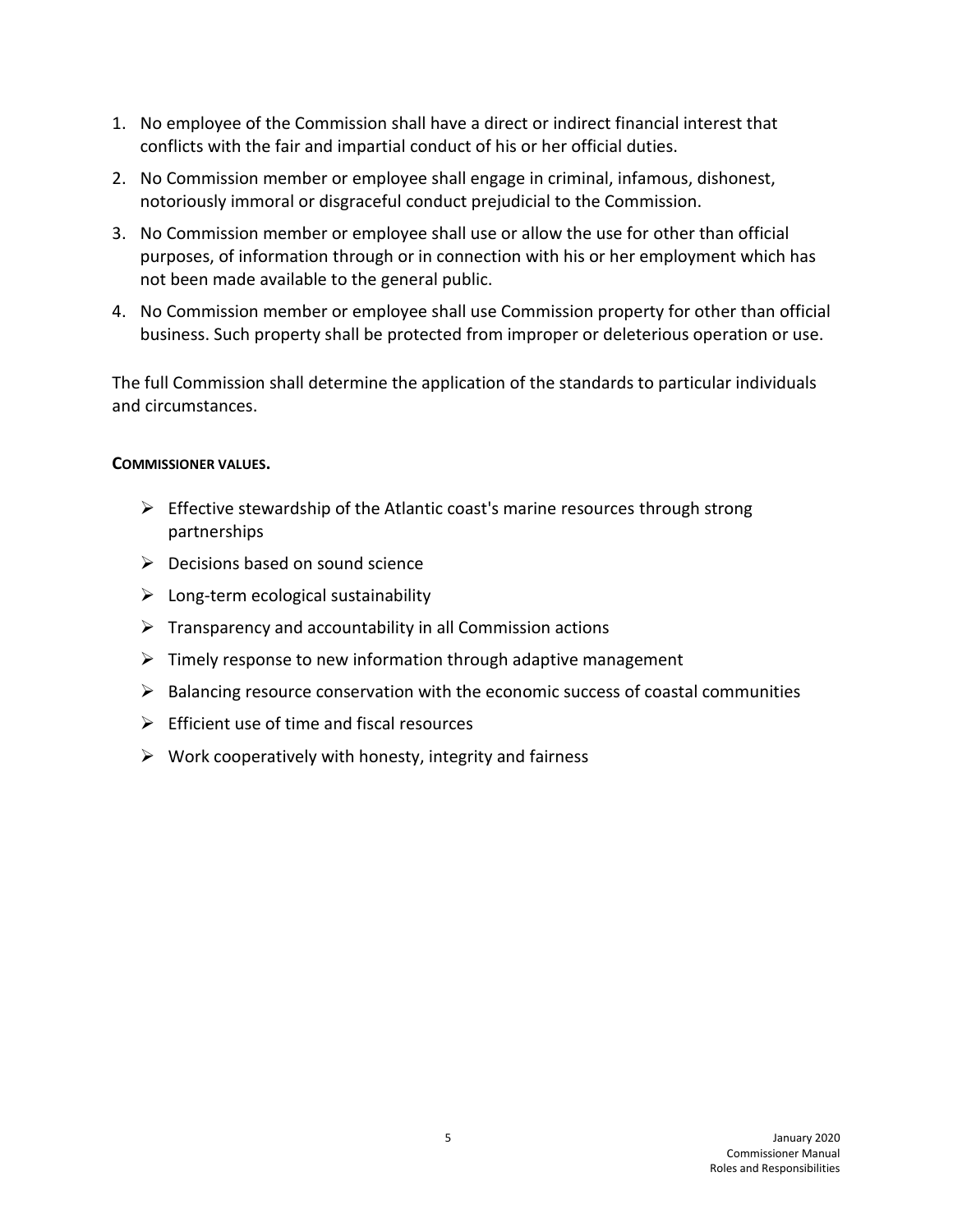1. No employee of the Commission shall have a direct or indirect financial interest that conflicts with the fair and impartial conduct of his or her official duties.
2. No Commission member or employee shall engage in criminal, infamous, dishonest, notoriously immoral or disgraceful conduct prejudicial to the Commission.
3. No Commission member or employee shall use or allow the use for other than official purposes, of information through or in connection with his or her employment which has not been made available to the general public.
4. No Commission member or employee shall use Commission property for other than official business. Such property shall be protected from improper or deleterious operation or use.

The full Commission shall determine the application of the standards to particular individuals and circumstances.

**COMMISSIONER VALUES.**

- Effective stewardship of the Atlantic coast's marine resources through strong partnerships
- Decisions based on sound science
- Long-term ecological sustainability
- Transparency and accountability in all Commission actions
- Timely response to new information through adaptive management
- Balancing resource conservation with the economic success of coastal communities
- Efficient use of time and fiscal resources
- Work cooperatively with honesty, integrity and fairness